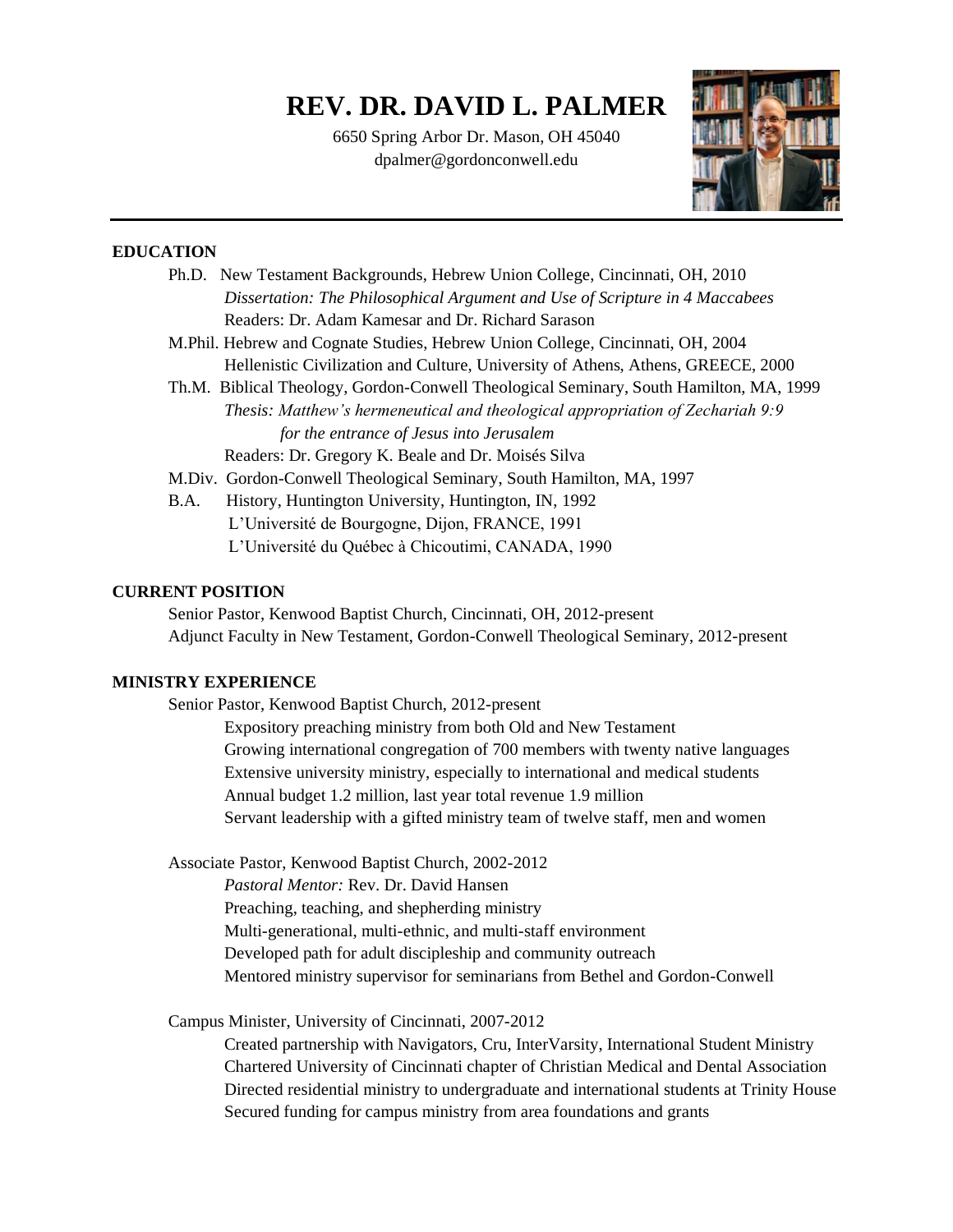# REV. DR. DAVID L. PALMER

6650 Spring Arbor Dr. Mason, OH 45040
dpalmer@gordonconwell.edu

---

## EDUCATION

Ph.D. New Testament Backgrounds, Hebrew Union College, Cincinnati, OH, 2010
*Dissertation: The Philosophical Argument and Use of Scripture in 4 Maccabees*
Readers: Dr. Adam Kamesar and Dr. Richard Sarason

M.Phil. Hebrew and Cognate Studies, Hebrew Union College, Cincinnati, OH, 2004
Hellenistic Civilization and Culture, University of Athens, Athens, GREECE, 2000

Th.M. Biblical Theology, Gordon-Conwell Theological Seminary, South Hamilton, MA, 1999
*Thesis: Matthew's hermeneutical and theological appropriation of Zechariah 9:9 for the entrance of Jesus into Jerusalem*
Readers: Dr. Gregory K. Beale and Dr. Moisés Silva

M.Div. Gordon-Conwell Theological Seminary, South Hamilton, MA, 1997

B.A. History, Huntington University, Huntington, IN, 1992
L'Université de Bourgogne, Dijon, FRANCE, 1991
L'Université du Québec à Chicoutimi, CANADA, 1990

## CURRENT POSITION

Senior Pastor, Kenwood Baptist Church, Cincinnati, OH, 2012-present
Adjunct Faculty in New Testament, Gordon-Conwell Theological Seminary, 2012-present

## MINISTRY EXPERIENCE

Senior Pastor, Kenwood Baptist Church, 2012-present
- Expository preaching ministry from both Old and New Testament
- Growing international congregation of 700 members with twenty native languages
- Extensive university ministry, especially to international and medical students
- Annual budget 1.2 million, last year total revenue 1.9 million
- Servant leadership with a gifted ministry team of twelve staff, men and women

Associate Pastor, Kenwood Baptist Church, 2002-2012
- *Pastoral Mentor:* Rev. Dr. David Hansen
- Preaching, teaching, and shepherding ministry
- Multi-generational, multi-ethnic, and multi-staff environment
- Developed path for adult discipleship and community outreach
- Mentored ministry supervisor for seminarians from Bethel and Gordon-Conwell

Campus Minister, University of Cincinnati, 2007-2012
- Created partnership with Navigators, Cru, InterVarsity, International Student Ministry
- Chartered University of Cincinnati chapter of Christian Medical and Dental Association
- Directed residential ministry to undergraduate and international students at Trinity House
- Secured funding for campus ministry from area foundations and grants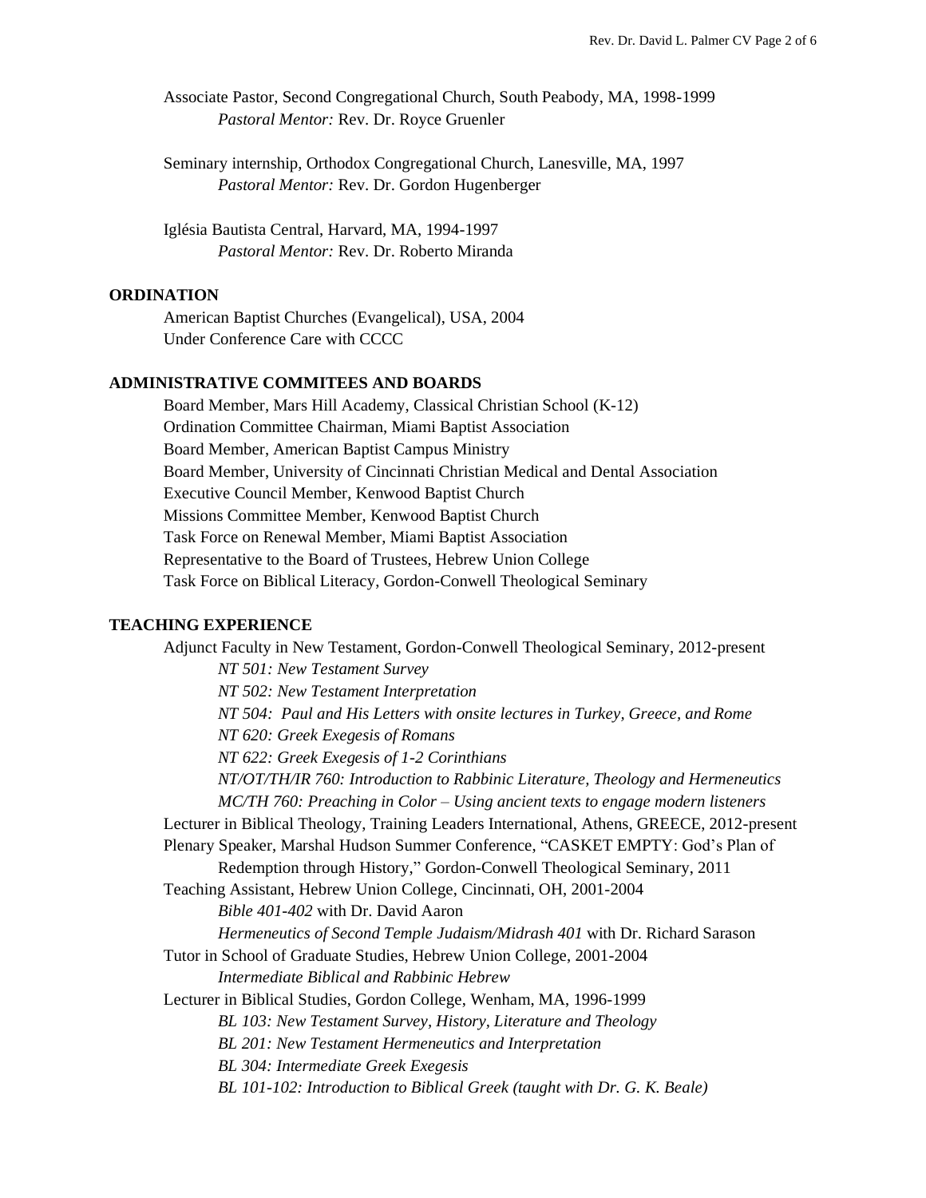Associate Pastor, Second Congregational Church, South Peabody, MA, 1998-1999
*Pastoral Mentor:* Rev. Dr. Royce Gruenler

Seminary internship, Orthodox Congregational Church, Lanesville, MA, 1997
*Pastoral Mentor:* Rev. Dr. Gordon Hugenberger

Iglésia Bautista Central, Harvard, MA, 1994-1997
*Pastoral Mentor:* Rev. Dr. Roberto Miranda

## ORDINATION

American Baptist Churches (Evangelical), USA, 2004
Under Conference Care with CCCC

## ADMINISTRATIVE COMMITEES AND BOARDS

Board Member, Mars Hill Academy, Classical Christian School (K-12)
Ordination Committee Chairman, Miami Baptist Association
Board Member, American Baptist Campus Ministry
Board Member, University of Cincinnati Christian Medical and Dental Association
Executive Council Member, Kenwood Baptist Church
Missions Committee Member, Kenwood Baptist Church
Task Force on Renewal Member, Miami Baptist Association
Representative to the Board of Trustees, Hebrew Union College
Task Force on Biblical Literacy, Gordon-Conwell Theological Seminary

## TEACHING EXPERIENCE

Adjunct Faculty in New Testament, Gordon-Conwell Theological Seminary, 2012-present
- *NT 501: New Testament Survey*
- *NT 502: New Testament Interpretation*
- *NT 504: Paul and His Letters with onsite lectures in Turkey, Greece, and Rome*
- *NT 620: Greek Exegesis of Romans*
- *NT 622: Greek Exegesis of 1-2 Corinthians*
- *NT/OT/TH/IR 760: Introduction to Rabbinic Literature, Theology and Hermeneutics*
- *MC/TH 760: Preaching in Color – Using ancient texts to engage modern listeners*

Lecturer in Biblical Theology, Training Leaders International, Athens, GREECE, 2012-present

Plenary Speaker, Marshal Hudson Summer Conference, "CASKET EMPTY: God's Plan of Redemption through History," Gordon-Conwell Theological Seminary, 2011

Teaching Assistant, Hebrew Union College, Cincinnati, OH, 2001-2004
- *Bible 401-402* with Dr. David Aaron
- *Hermeneutics of Second Temple Judaism/Midrash 401* with Dr. Richard Sarason

Tutor in School of Graduate Studies, Hebrew Union College, 2001-2004
- *Intermediate Biblical and Rabbinic Hebrew*

Lecturer in Biblical Studies, Gordon College, Wenham, MA, 1996-1999
- *BL 103: New Testament Survey, History, Literature and Theology*
- *BL 201: New Testament Hermeneutics and Interpretation*
- *BL 304: Intermediate Greek Exegesis*
- *BL 101-102: Introduction to Biblical Greek (taught with Dr. G. K. Beale)*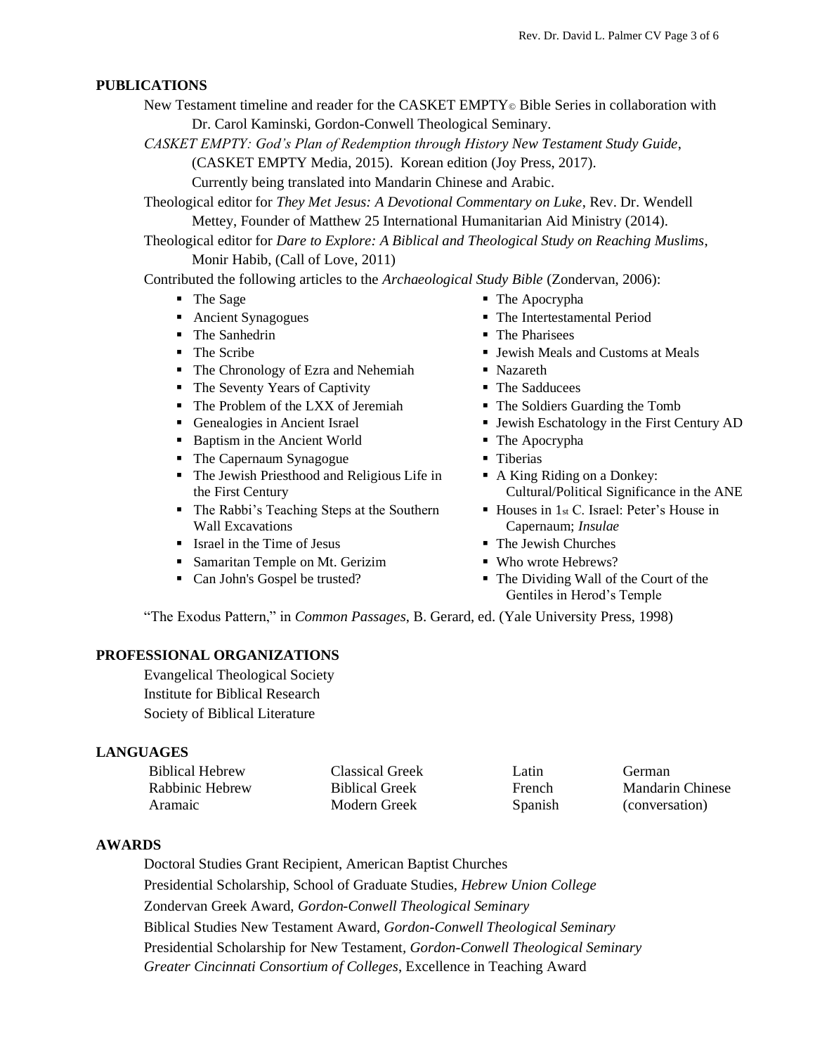## PUBLICATIONS

New Testament timeline and reader for the CASKET EMPTY© Bible Series in collaboration with Dr. Carol Kaminski, Gordon-Conwell Theological Seminary.

*CASKET EMPTY: God's Plan of Redemption through History New Testament Study Guide*, (CASKET EMPTY Media, 2015). Korean edition (Joy Press, 2017). Currently being translated into Mandarin Chinese and Arabic.

Theological editor for *They Met Jesus: A Devotional Commentary on Luke*, Rev. Dr. Wendell Mettey, Founder of Matthew 25 International Humanitarian Aid Ministry (2014).

Theological editor for *Dare to Explore: A Biblical and Theological Study on Reaching Muslims*, Monir Habib, (Call of Love, 2011)

Contributed the following articles to the *Archaeological Study Bible* (Zondervan, 2006):

- The Sage
- Ancient Synagogues
- The Sanhedrin
- The Scribe
- The Chronology of Ezra and Nehemiah
- The Seventy Years of Captivity
- The Problem of the LXX of Jeremiah
- Genealogies in Ancient Israel
- Baptism in the Ancient World
- The Capernaum Synagogue
- The Jewish Priesthood and Religious Life in the First Century
- The Rabbi's Teaching Steps at the Southern Wall Excavations
- Israel in the Time of Jesus
- Samaritan Temple on Mt. Gerizim
- Can John's Gospel be trusted?
- The Apocrypha
- The Intertestamental Period
- The Pharisees
- Jewish Meals and Customs at Meals
- Nazareth
- The Sadducees
- The Soldiers Guarding the Tomb
- Jewish Eschatology in the First Century AD
- The Apocrypha
- Tiberias
- A King Riding on a Donkey: Cultural/Political Significance in the ANE
- Houses in 1st C. Israel: Peter's House in Capernaum; *Insulae*
- The Jewish Churches
- Who wrote Hebrews?
- The Dividing Wall of the Court of the Gentiles in Herod's Temple

"The Exodus Pattern," in *Common Passages*, B. Gerard, ed. (Yale University Press, 1998)

## PROFESSIONAL ORGANIZATIONS

Evangelical Theological Society
Institute for Biblical Research
Society of Biblical Literature

## LANGUAGES

| | | | |
|---|---|---|---|
| Biblical Hebrew | Classical Greek | Latin | German |
| Rabbinic Hebrew | Biblical Greek | French | Mandarin Chinese |
| Aramaic | Modern Greek | Spanish | (conversation) |

## AWARDS

Doctoral Studies Grant Recipient, American Baptist Churches
Presidential Scholarship, School of Graduate Studies, *Hebrew Union College*
Zondervan Greek Award, *Gordon-Conwell Theological Seminary*
Biblical Studies New Testament Award, *Gordon-Conwell Theological Seminary*
Presidential Scholarship for New Testament, *Gordon-Conwell Theological Seminary*
*Greater Cincinnati Consortium of Colleges*, Excellence in Teaching Award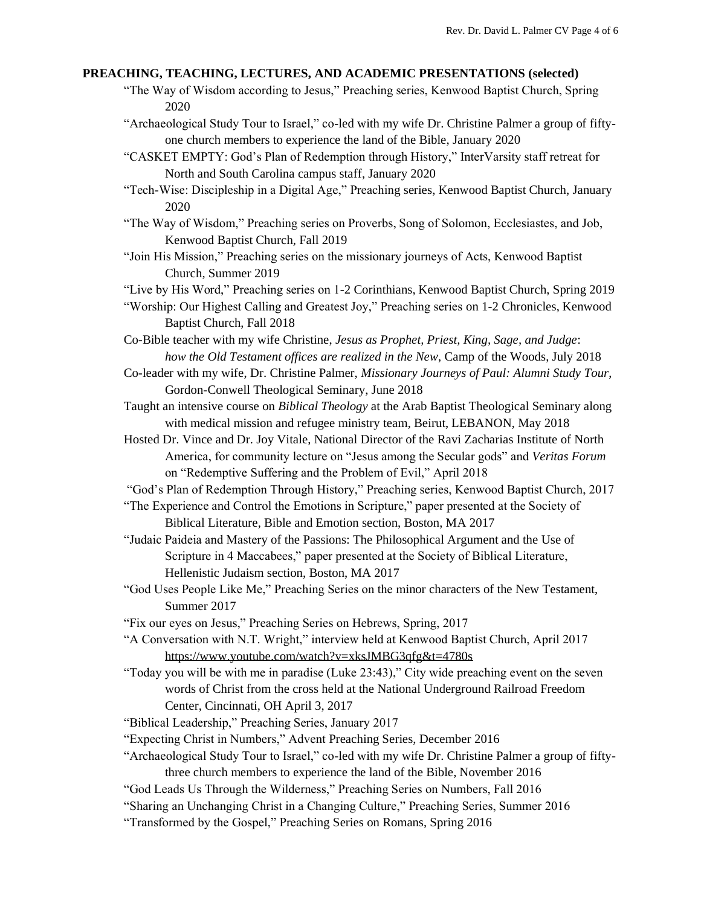**PREACHING, TEACHING, LECTURES, AND ACADEMIC PRESENTATIONS (selected)**

“The Way of Wisdom according to Jesus,” Preaching series, Kenwood Baptist Church, Spring 2020

“Archaeological Study Tour to Israel,” co-led with my wife Dr. Christine Palmer a group of fifty-one church members to experience the land of the Bible, January 2020

“CASKET EMPTY: God’s Plan of Redemption through History,” InterVarsity staff retreat for North and South Carolina campus staff, January 2020

“Tech-Wise: Discipleship in a Digital Age,” Preaching series, Kenwood Baptist Church, January 2020

“The Way of Wisdom,” Preaching series on Proverbs, Song of Solomon, Ecclesiastes, and Job, Kenwood Baptist Church, Fall 2019

“Join His Mission,” Preaching series on the missionary journeys of Acts, Kenwood Baptist Church, Summer 2019

“Live by His Word,” Preaching series on 1-2 Corinthians, Kenwood Baptist Church, Spring 2019

“Worship: Our Highest Calling and Greatest Joy,” Preaching series on 1-2 Chronicles, Kenwood Baptist Church, Fall 2018

Co-Bible teacher with my wife Christine, *Jesus as Prophet, Priest, King, Sage, and Judge*: *how the Old Testament offices are realized in the New*, Camp of the Woods, July 2018

Co-leader with my wife, Dr. Christine Palmer, *Missionary Journeys of Paul: Alumni Study Tour*, Gordon-Conwell Theological Seminary, June 2018

Taught an intensive course on *Biblical Theology* at the Arab Baptist Theological Seminary along with medical mission and refugee ministry team, Beirut, LEBANON, May 2018

Hosted Dr. Vince and Dr. Joy Vitale, National Director of the Ravi Zacharias Institute of North America, for community lecture on “Jesus among the Secular gods” and *Veritas Forum* on “Redemptive Suffering and the Problem of Evil,” April 2018

“God’s Plan of Redemption Through History,” Preaching series, Kenwood Baptist Church, 2017

“The Experience and Control the Emotions in Scripture,” paper presented at the Society of Biblical Literature, Bible and Emotion section, Boston, MA 2017

“Judaic Paideia and Mastery of the Passions: The Philosophical Argument and the Use of Scripture in 4 Maccabees,” paper presented at the Society of Biblical Literature, Hellenistic Judaism section, Boston, MA 2017

“God Uses People Like Me,” Preaching Series on the minor characters of the New Testament, Summer 2017

“Fix our eyes on Jesus,” Preaching Series on Hebrews, Spring, 2017

“A Conversation with N.T. Wright,” interview held at Kenwood Baptist Church, April 2017 https://www.youtube.com/watch?v=xksJMBG3qfg&t=4780s

“Today you will be with me in paradise (Luke 23:43),” City wide preaching event on the seven words of Christ from the cross held at the National Underground Railroad Freedom Center, Cincinnati, OH April 3, 2017

“Biblical Leadership,” Preaching Series, January 2017

“Expecting Christ in Numbers,” Advent Preaching Series, December 2016

“Archaeological Study Tour to Israel,” co-led with my wife Dr. Christine Palmer a group of fifty-three church members to experience the land of the Bible, November 2016

“God Leads Us Through the Wilderness,” Preaching Series on Numbers, Fall 2016

“Sharing an Unchanging Christ in a Changing Culture,” Preaching Series, Summer 2016

“Transformed by the Gospel,” Preaching Series on Romans, Spring 2016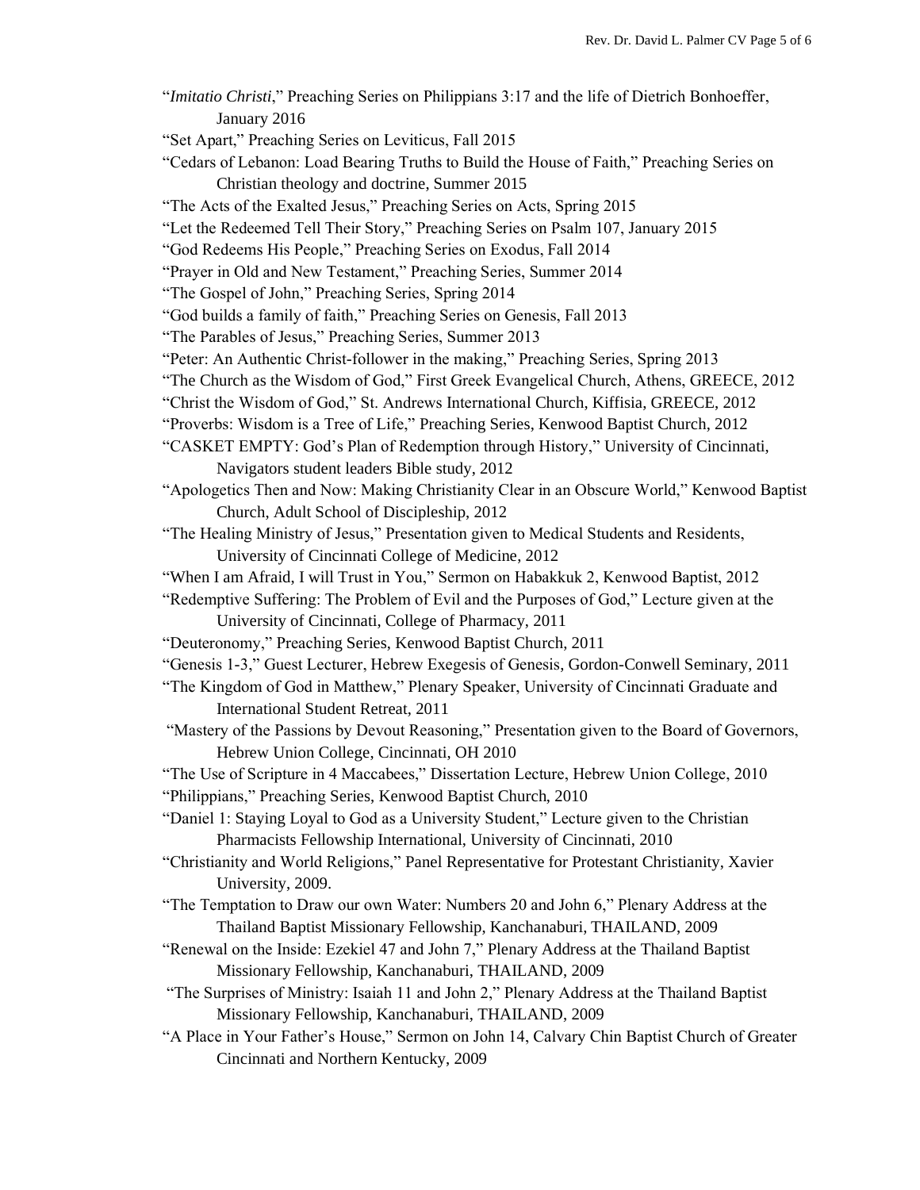"*Imitatio Christi*," Preaching Series on Philippians 3:17 and the life of Dietrich Bonhoeffer, January 2016

"Set Apart," Preaching Series on Leviticus, Fall 2015

"Cedars of Lebanon: Load Bearing Truths to Build the House of Faith," Preaching Series on Christian theology and doctrine, Summer 2015

"The Acts of the Exalted Jesus," Preaching Series on Acts, Spring 2015

"Let the Redeemed Tell Their Story," Preaching Series on Psalm 107, January 2015

"God Redeems His People," Preaching Series on Exodus, Fall 2014

"Prayer in Old and New Testament," Preaching Series, Summer 2014

"The Gospel of John," Preaching Series, Spring 2014

"God builds a family of faith," Preaching Series on Genesis, Fall 2013

"The Parables of Jesus," Preaching Series, Summer 2013

"Peter: An Authentic Christ-follower in the making," Preaching Series, Spring 2013

"The Church as the Wisdom of God," First Greek Evangelical Church, Athens, GREECE, 2012

"Christ the Wisdom of God," St. Andrews International Church, Kiffisia, GREECE, 2012

"Proverbs: Wisdom is a Tree of Life," Preaching Series, Kenwood Baptist Church, 2012

"CASKET EMPTY: God's Plan of Redemption through History," University of Cincinnati, Navigators student leaders Bible study, 2012

"Apologetics Then and Now: Making Christianity Clear in an Obscure World," Kenwood Baptist Church, Adult School of Discipleship, 2012

"The Healing Ministry of Jesus," Presentation given to Medical Students and Residents, University of Cincinnati College of Medicine, 2012

"When I am Afraid, I will Trust in You," Sermon on Habakkuk 2, Kenwood Baptist, 2012

"Redemptive Suffering: The Problem of Evil and the Purposes of God," Lecture given at the University of Cincinnati, College of Pharmacy, 2011

"Deuteronomy," Preaching Series, Kenwood Baptist Church, 2011

"Genesis 1-3," Guest Lecturer, Hebrew Exegesis of Genesis, Gordon-Conwell Seminary, 2011

"The Kingdom of God in Matthew," Plenary Speaker, University of Cincinnati Graduate and International Student Retreat, 2011

"Mastery of the Passions by Devout Reasoning," Presentation given to the Board of Governors, Hebrew Union College, Cincinnati, OH 2010

"The Use of Scripture in 4 Maccabees," Dissertation Lecture, Hebrew Union College, 2010

"Philippians," Preaching Series, Kenwood Baptist Church, 2010

"Daniel 1: Staying Loyal to God as a University Student," Lecture given to the Christian Pharmacists Fellowship International, University of Cincinnati, 2010

"Christianity and World Religions," Panel Representative for Protestant Christianity, Xavier University, 2009.

"The Temptation to Draw our own Water: Numbers 20 and John 6," Plenary Address at the Thailand Baptist Missionary Fellowship, Kanchanaburi, THAILAND, 2009

"Renewal on the Inside: Ezekiel 47 and John 7," Plenary Address at the Thailand Baptist Missionary Fellowship, Kanchanaburi, THAILAND, 2009

"The Surprises of Ministry: Isaiah 11 and John 2," Plenary Address at the Thailand Baptist Missionary Fellowship, Kanchanaburi, THAILAND, 2009

"A Place in Your Father's House," Sermon on John 14, Calvary Chin Baptist Church of Greater Cincinnati and Northern Kentucky, 2009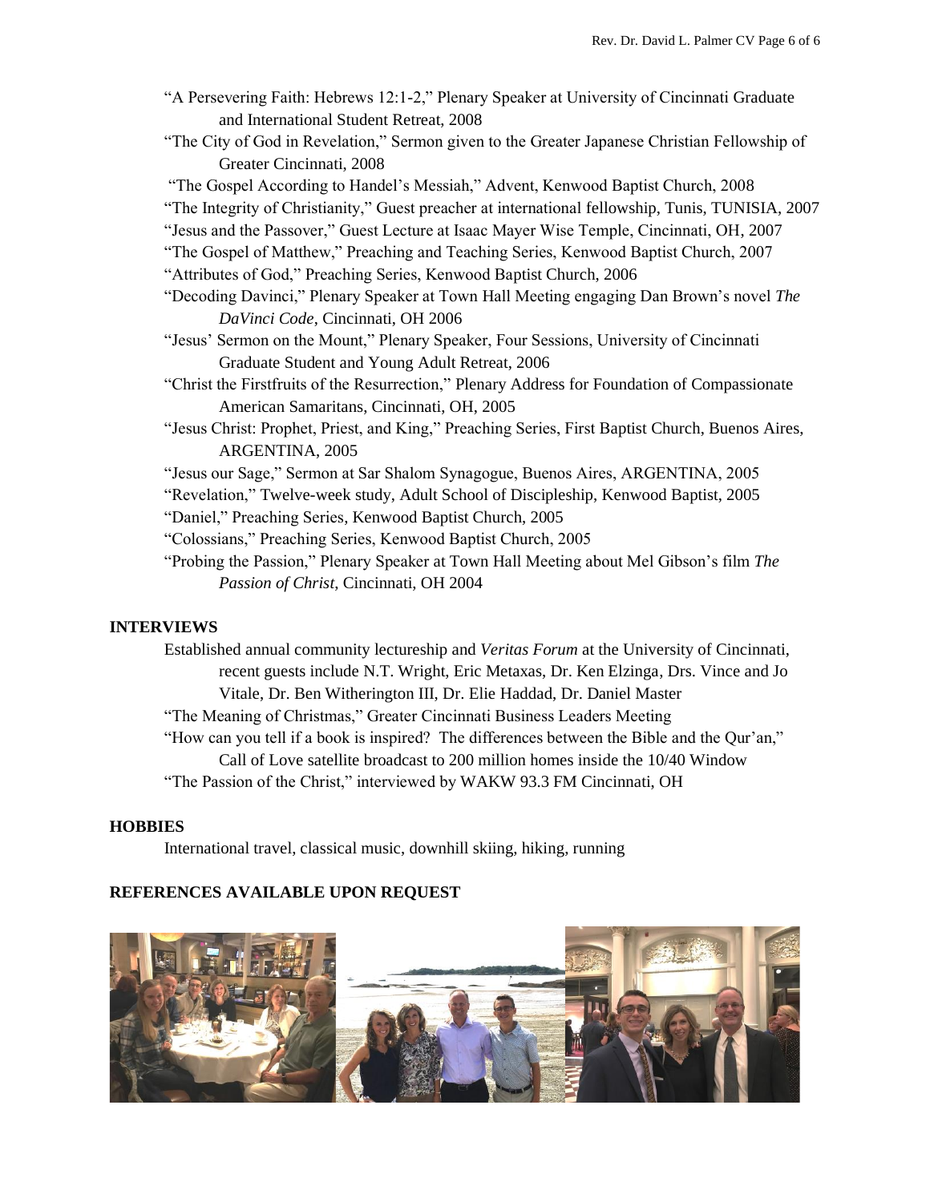"A Persevering Faith: Hebrews 12:1-2," Plenary Speaker at University of Cincinnati Graduate and International Student Retreat, 2008

"The City of God in Revelation," Sermon given to the Greater Japanese Christian Fellowship of Greater Cincinnati, 2008

"The Gospel According to Handel's Messiah," Advent, Kenwood Baptist Church, 2008

"The Integrity of Christianity," Guest preacher at international fellowship, Tunis, TUNISIA, 2007

"Jesus and the Passover," Guest Lecture at Isaac Mayer Wise Temple, Cincinnati, OH, 2007

"The Gospel of Matthew," Preaching and Teaching Series, Kenwood Baptist Church, 2007

"Attributes of God," Preaching Series, Kenwood Baptist Church, 2006

"Decoding Davinci," Plenary Speaker at Town Hall Meeting engaging Dan Brown's novel *The DaVinci Code*, Cincinnati, OH 2006

"Jesus' Sermon on the Mount," Plenary Speaker, Four Sessions, University of Cincinnati Graduate Student and Young Adult Retreat, 2006

"Christ the Firstfruits of the Resurrection," Plenary Address for Foundation of Compassionate American Samaritans, Cincinnati, OH, 2005

"Jesus Christ: Prophet, Priest, and King," Preaching Series, First Baptist Church, Buenos Aires, ARGENTINA, 2005

"Jesus our Sage," Sermon at Sar Shalom Synagogue, Buenos Aires, ARGENTINA, 2005

"Revelation," Twelve-week study, Adult School of Discipleship, Kenwood Baptist, 2005

"Daniel," Preaching Series, Kenwood Baptist Church, 2005

"Colossians," Preaching Series, Kenwood Baptist Church, 2005

"Probing the Passion," Plenary Speaker at Town Hall Meeting about Mel Gibson's film *The Passion of Christ*, Cincinnati, OH 2004

## INTERVIEWS

Established annual community lectureship and *Veritas Forum* at the University of Cincinnati, recent guests include N.T. Wright, Eric Metaxas, Dr. Ken Elzinga, Drs. Vince and Jo Vitale, Dr. Ben Witherington III, Dr. Elie Haddad, Dr. Daniel Master

"The Meaning of Christmas," Greater Cincinnati Business Leaders Meeting

"How can you tell if a book is inspired? The differences between the Bible and the Qur'an," Call of Love satellite broadcast to 200 million homes inside the 10/40 Window

"The Passion of the Christ," interviewed by WAKW 93.3 FM Cincinnati, OH

## HOBBIES

International travel, classical music, downhill skiing, hiking, running

## REFERENCES AVAILABLE UPON REQUEST